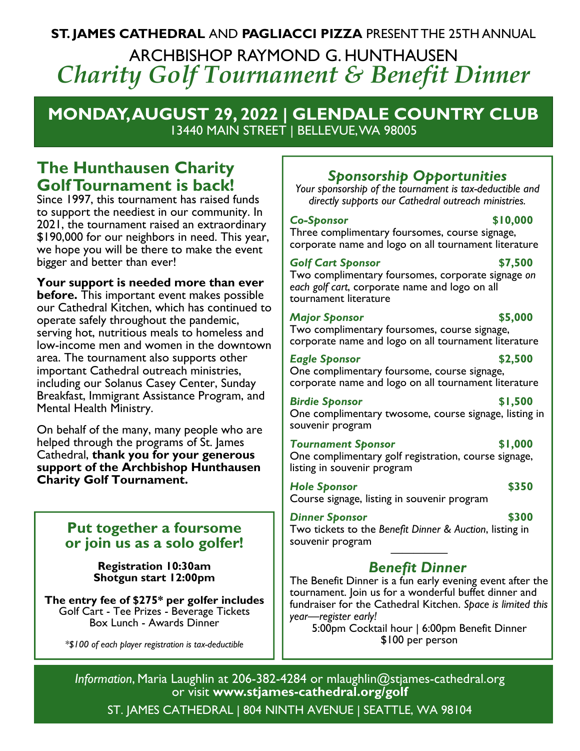**ST. JAMES CATHEDRAL** AND **PAGLIACCI PIZZA** PRESENT THE 25TH ANNUAL

# ARCHBISHOP RAYMOND G. HUNTHAUSEN *Charity Golf Tournament & Benefit Dinner*

## MONDAY, AUGUST 29, 2022 | GLENDALE COUNTRY CLUB

13440 MAIN STREET | BELLEVUE, WA 98005

## The Hunthausen Charity Golf Tournament is back!

Since 1997, this tournament has raised funds to support the neediest in our community. In 2021, the tournament raised an extraordinary $190,000 for our neighbors in need. This year, we hope you will be there to make the event bigger and better than ever!

**Your support is needed more than ever before.** This important event makes possible our Cathedral Kitchen, which has continued to operate safely throughout the pandemic, serving hot, nutritious meals to homeless and low-income men and women in the downtown area. The tournament also supports other important Cathedral outreach ministries, including our Solanus Casey Center, Sunday Breakfast, Immigrant Assistance Program, and Mental Health Ministry.

On behalf of the many, many people who are helped through the programs of St. James Cathedral, **thank you for your generous support of the Archbishop Hunthausen Charity Golf Tournament.**

## Put together a foursome or join us as a solo golfer!

**Registration 10:30am**
**Shotgun start 12:00pm**

**The entry fee of $275* per golfer includes**
Golf Cart - Tee Prizes - Beverage Tickets
Box Lunch - Awards Dinner

*\*$100 of each player registration is tax-deductible*

## *Sponsorship Opportunities*

*Your sponsorship of the tournament is tax-deductible and directly supports our Cathedral outreach ministries.*

***Co-Sponsor*** **$10,000**
Three complimentary foursomes, course signage, corporate name and logo on all tournament literature

***Golf Cart Sponsor*** **$7,500**
Two complimentary foursomes, corporate signage *on each golf cart*, corporate name and logo on all tournament literature

***Major Sponsor*** **$5,000**
Two complimentary foursomes, course signage, corporate name and logo on all tournament literature

***Eagle Sponsor*** **$2,500**
One complimentary foursome, course signage, corporate name and logo on all tournament literature

***Birdie Sponsor*** **$1,500**
One complimentary twosome, course signage, listing in souvenir program

***Tournament Sponsor*** **$1,000**
One complimentary golf registration, course signage, listing in souvenir program

***Hole Sponsor*** **$350**
Course signage, listing in souvenir program

***Dinner Sponsor*** **$300**
Two tickets to the *Benefit Dinner & Auction*, listing in souvenir program

## *Benefit Dinner*

The Benefit Dinner is a fun early evening event after the tournament. Join us for a wonderful buffet dinner and fundraiser for the Cathedral Kitchen. *Space is limited this year—register early!*

5:00pm Cocktail hour | 6:00pm Benefit Dinner
$100 per person

*Information*, Maria Laughlin at 206-382-4284 or mlaughlin@stjames-cathedral.org or visit **www.stjames-cathedral.org/golf**

ST. JAMES CATHEDRAL | 804 NINTH AVENUE | SEATTLE, WA 98104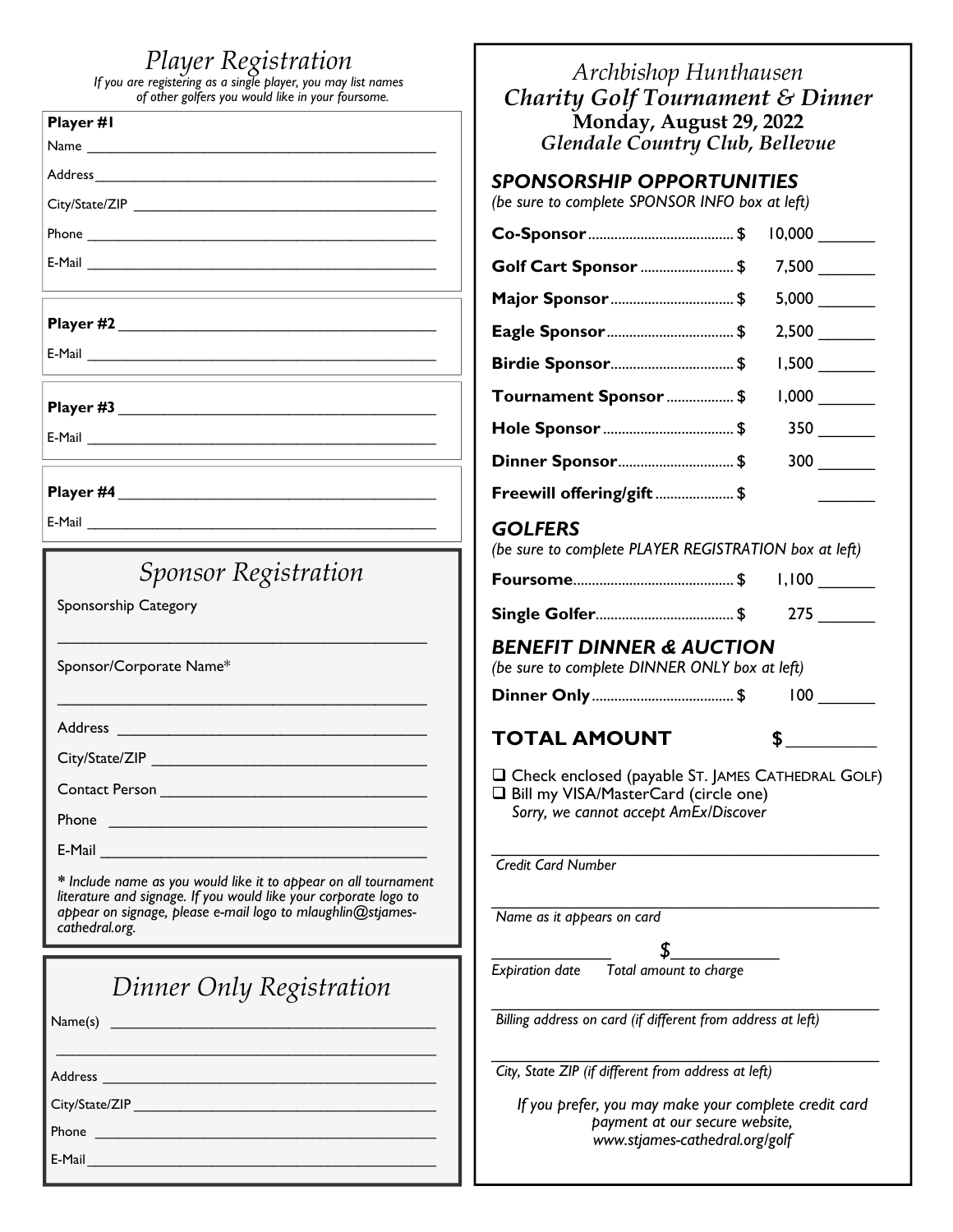# Player Registration

*If you are registering as a single player, you may list names of other golfers you would like in your foursome.*

**Player #1**

Name ________________________________

Address ________________________________

City/State/ZIP ________________________________

Phone ________________________________

E-Mail ________________________________

**Player #2** ________________________________

E-Mail ________________________________

**Player #3** ________________________________

E-Mail ________________________________

**Player #4** ________________________________

E-Mail ________________________________

# Sponsor Registration

Sponsorship Category

________________________________

Sponsor/Corporate Name*

________________________________

Address ________________________________

City/State/ZIP ________________________________

Contact Person ________________________________

Phone ________________________________

E-Mail ________________________________

*\* Include name as you would like it to appear on all tournament literature and signage. If you would like your corporate logo to appear on signage, please e-mail logo to mlaughlin@stjames-cathedral.org.*

# Dinner Only Registration

Name(s) ________________________________

________________________________

Address ________________________________

City/State/ZIP ________________________________

Phone ________________________________

E-Mail ________________________________

---

## *Archbishop Hunthausen*
## ***Charity Golf Tournament & Dinner***
**Monday, August 29, 2022**

***Glendale Country Club, Bellevue***

### *SPONSORSHIP OPPORTUNITIES*

*(be sure to complete SPONSOR INFO box at left)*

**Co-Sponsor** ........ $ 10,000 ______

**Golf Cart Sponsor** ........ $ 7,500 ______

**Major Sponsor** ........ $ 5,000 ______

**Eagle Sponsor** ........ $ 2,500 ______

**Birdie Sponsor** ........ $ 1,500 ______

**Tournament Sponsor** ........ $ 1,000 ______

**Hole Sponsor** ........ $ 350 ______

**Dinner Sponsor** ........ $ 300 ______

**Freewill offering/gift** ........ $ ______

### *GOLFERS*

*(be sure to complete PLAYER REGISTRATION box at left)*

**Foursome** ........ $ 1,100 ______

**Single Golfer** ........ $ 275 ______

### *BENEFIT DINNER & AUCTION*

*(be sure to complete DINNER ONLY box at left)*

**Dinner Only** ........ $ 100 ______

**TOTAL AMOUNT** $ ________

❑ Check enclosed (payable ST. JAMES CATHEDRAL GOLF)

❑ Bill my VISA/MasterCard (circle one)

*Sorry, we cannot accept AmEx/Discover*

________________________________

*Credit Card Number*

________________________________

*Name as it appears on card*

________ $________

*Expiration date* *Total amount to charge*

________________________________

*Billing address on card (if different from address at left)*

________________________________

*City, State ZIP (if different from address at left)*

*If you prefer, you may make your complete credit card payment at our secure website, www.stjames-cathedral.org/golf*